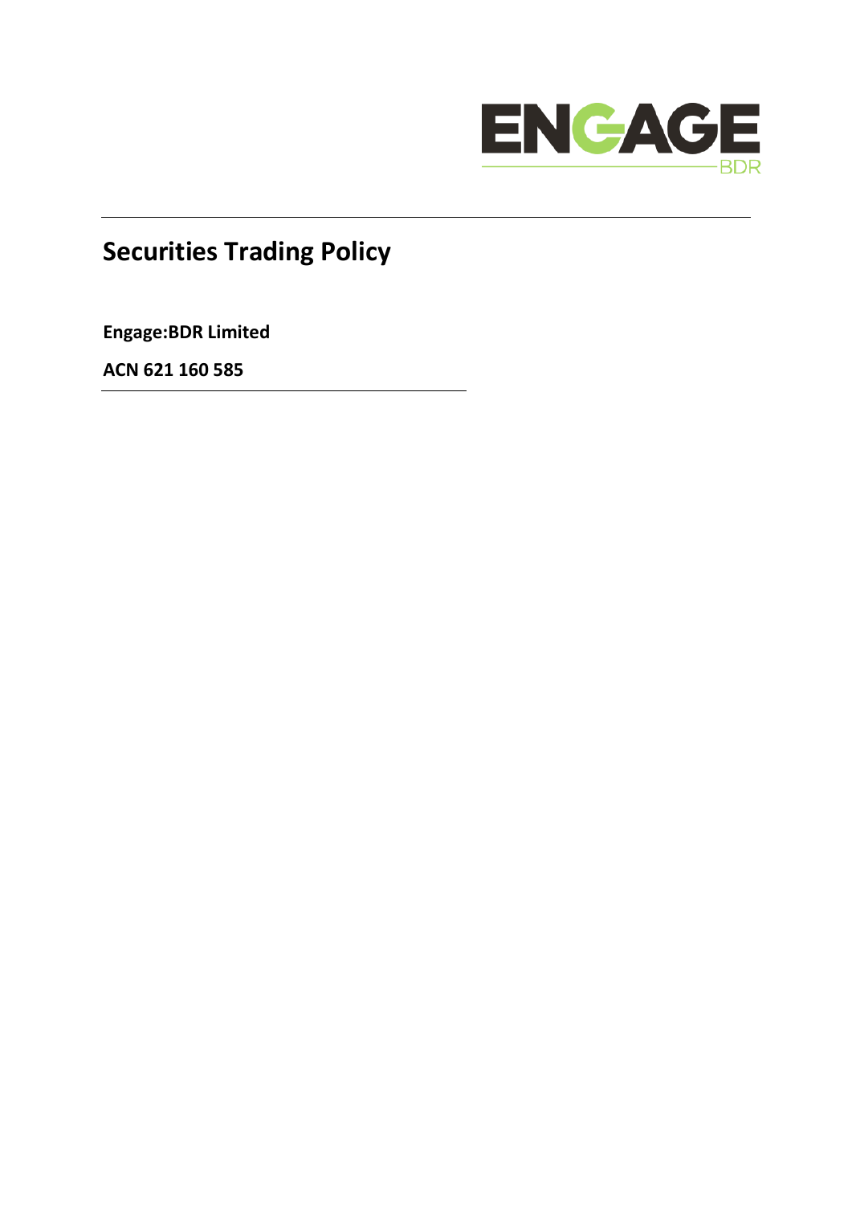# Securities Trading Policy

**Engage:BDR Limited**

**ACN 621 160 585**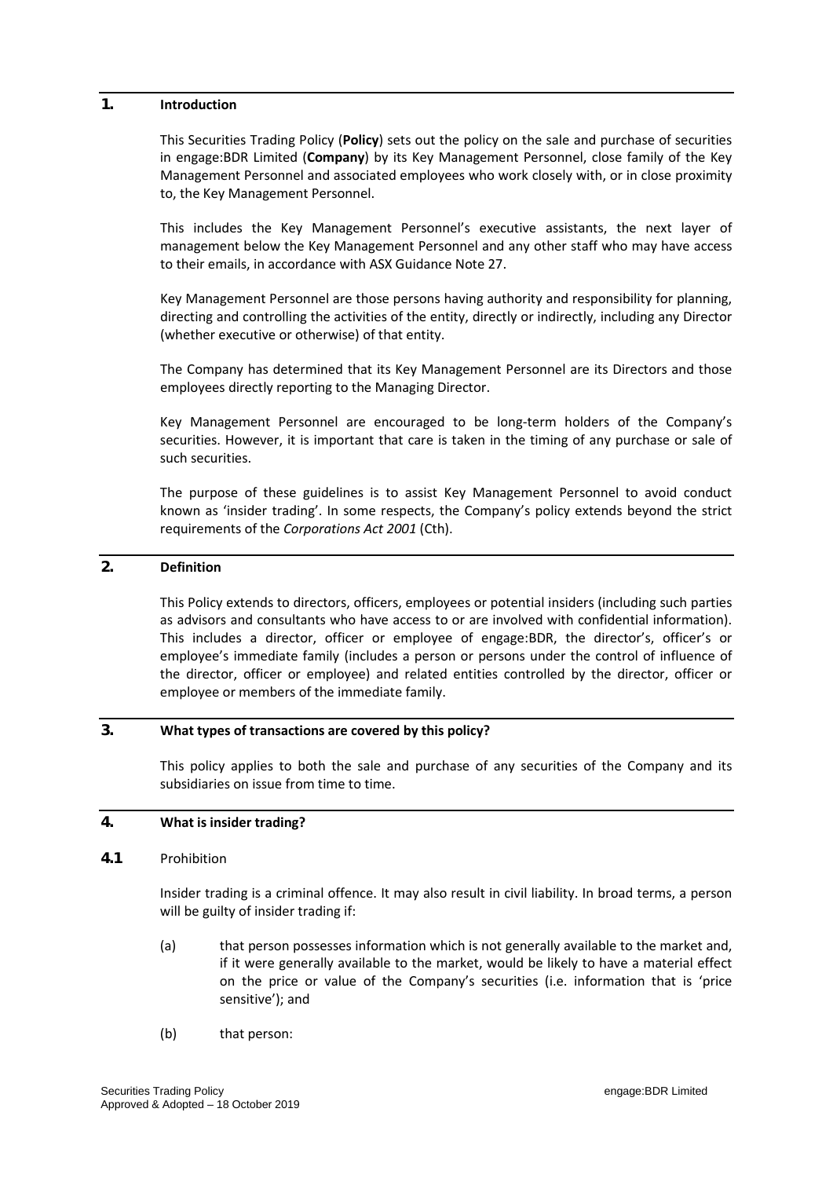## 1. Introduction

This Securities Trading Policy (**Policy**) sets out the policy on the sale and purchase of securities in engage:BDR Limited (**Company**) by its Key Management Personnel, close family of the Key Management Personnel and associated employees who work closely with, or in close proximity to, the Key Management Personnel.

This includes the Key Management Personnel's executive assistants, the next layer of management below the Key Management Personnel and any other staff who may have access to their emails, in accordance with ASX Guidance Note 27.

Key Management Personnel are those persons having authority and responsibility for planning, directing and controlling the activities of the entity, directly or indirectly, including any Director (whether executive or otherwise) of that entity.

The Company has determined that its Key Management Personnel are its Directors and those employees directly reporting to the Managing Director.

Key Management Personnel are encouraged to be long-term holders of the Company's securities. However, it is important that care is taken in the timing of any purchase or sale of such securities.

The purpose of these guidelines is to assist Key Management Personnel to avoid conduct known as 'insider trading'. In some respects, the Company's policy extends beyond the strict requirements of the *Corporations Act 2001* (Cth).

## 2. Definition

This Policy extends to directors, officers, employees or potential insiders (including such parties as advisors and consultants who have access to or are involved with confidential information). This includes a director, officer or employee of engage:BDR, the director's, officer's or employee's immediate family (includes a person or persons under the control of influence of the director, officer or employee) and related entities controlled by the director, officer or employee or members of the immediate family.

## 3. What types of transactions are covered by this policy?

This policy applies to both the sale and purchase of any securities of the Company and its subsidiaries on issue from time to time.

## 4. What is insider trading?

### 4.1 Prohibition

Insider trading is a criminal offence. It may also result in civil liability. In broad terms, a person will be guilty of insider trading if:

(a) that person possesses information which is not generally available to the market and, if it were generally available to the market, would be likely to have a material effect on the price or value of the Company's securities (i.e. information that is 'price sensitive'); and

(b) that person: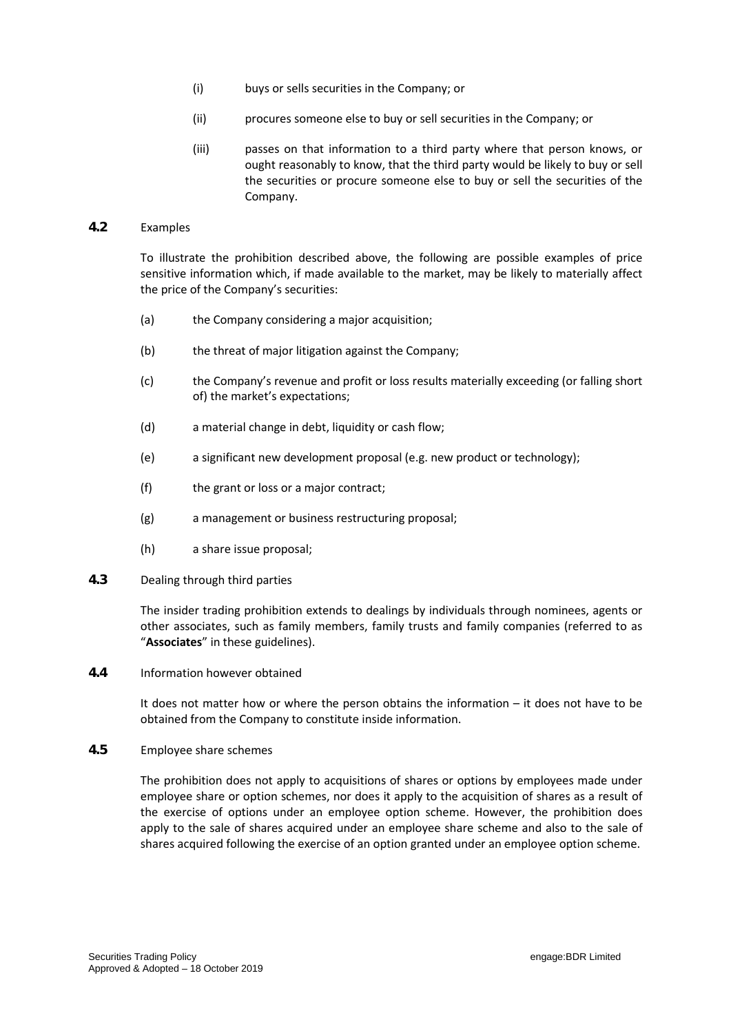(i) buys or sells securities in the Company; or

(ii) procures someone else to buy or sell securities in the Company; or

(iii) passes on that information to a third party where that person knows, or ought reasonably to know, that the third party would be likely to buy or sell the securities or procure someone else to buy or sell the securities of the Company.

**4.2** Examples

To illustrate the prohibition described above, the following are possible examples of price sensitive information which, if made available to the market, may be likely to materially affect the price of the Company's securities:

(a) the Company considering a major acquisition;

(b) the threat of major litigation against the Company;

(c) the Company's revenue and profit or loss results materially exceeding (or falling short of) the market's expectations;

(d) a material change in debt, liquidity or cash flow;

(e) a significant new development proposal (e.g. new product or technology);

(f) the grant or loss or a major contract;

(g) a management or business restructuring proposal;

(h) a share issue proposal;

**4.3** Dealing through third parties

The insider trading prohibition extends to dealings by individuals through nominees, agents or other associates, such as family members, family trusts and family companies (referred to as "**Associates**" in these guidelines).

**4.4** Information however obtained

It does not matter how or where the person obtains the information – it does not have to be obtained from the Company to constitute inside information.

**4.5** Employee share schemes

The prohibition does not apply to acquisitions of shares or options by employees made under employee share or option schemes, nor does it apply to the acquisition of shares as a result of the exercise of options under an employee option scheme. However, the prohibition does apply to the sale of shares acquired under an employee share scheme and also to the sale of shares acquired following the exercise of an option granted under an employee option scheme.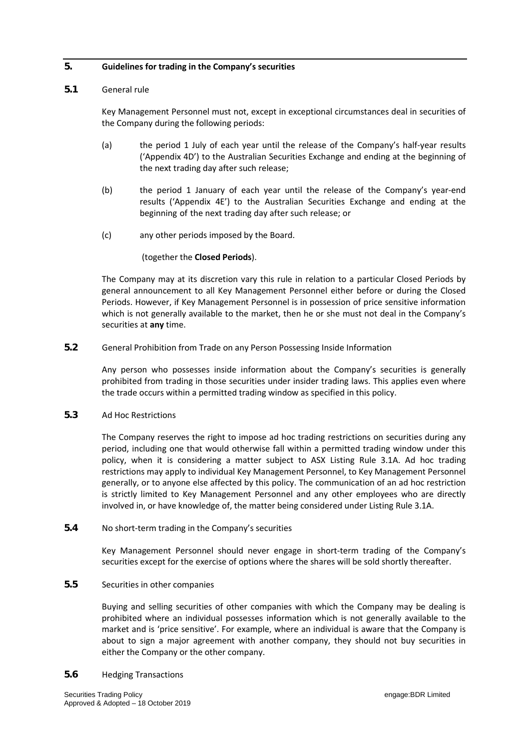## 5. Guidelines for trading in the Company's securities

### 5.1 General rule

Key Management Personnel must not, except in exceptional circumstances deal in securities of the Company during the following periods:

(a) the period 1 July of each year until the release of the Company's half-year results ('Appendix 4D') to the Australian Securities Exchange and ending at the beginning of the next trading day after such release;

(b) the period 1 January of each year until the release of the Company's year-end results ('Appendix 4E') to the Australian Securities Exchange and ending at the beginning of the next trading day after such release; or

(c) any other periods imposed by the Board.

(together the **Closed Periods**).

The Company may at its discretion vary this rule in relation to a particular Closed Periods by general announcement to all Key Management Personnel either before or during the Closed Periods. However, if Key Management Personnel is in possession of price sensitive information which is not generally available to the market, then he or she must not deal in the Company's securities at **any** time.

### 5.2 General Prohibition from Trade on any Person Possessing Inside Information

Any person who possesses inside information about the Company's securities is generally prohibited from trading in those securities under insider trading laws. This applies even where the trade occurs within a permitted trading window as specified in this policy.

### 5.3 Ad Hoc Restrictions

The Company reserves the right to impose ad hoc trading restrictions on securities during any period, including one that would otherwise fall within a permitted trading window under this policy, when it is considering a matter subject to ASX Listing Rule 3.1A. Ad hoc trading restrictions may apply to individual Key Management Personnel, to Key Management Personnel generally, or to anyone else affected by this policy. The communication of an ad hoc restriction is strictly limited to Key Management Personnel and any other employees who are directly involved in, or have knowledge of, the matter being considered under Listing Rule 3.1A.

### 5.4 No short-term trading in the Company's securities

Key Management Personnel should never engage in short-term trading of the Company's securities except for the exercise of options where the shares will be sold shortly thereafter.

### 5.5 Securities in other companies

Buying and selling securities of other companies with which the Company may be dealing is prohibited where an individual possesses information which is not generally available to the market and is 'price sensitive'. For example, where an individual is aware that the Company is about to sign a major agreement with another company, they should not buy securities in either the Company or the other company.

### 5.6 Hedging Transactions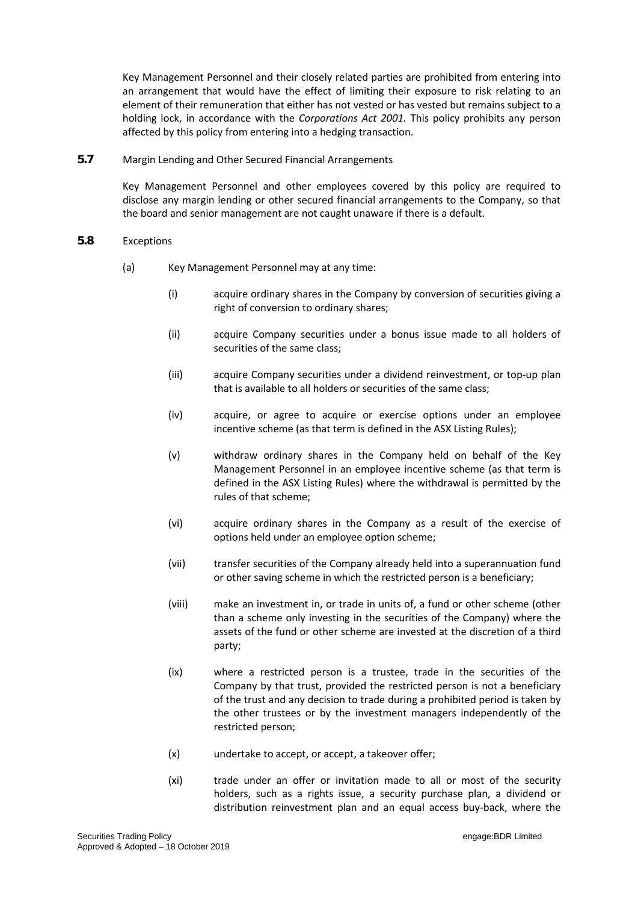Key Management Personnel and their closely related parties are prohibited from entering into an arrangement that would have the effect of limiting their exposure to risk relating to an element of their remuneration that either has not vested or has vested but remains subject to a holding lock, in accordance with the *Corporations Act 2001*. This policy prohibits any person affected by this policy from entering into a hedging transaction.

**5.7** Margin Lending and Other Secured Financial Arrangements

Key Management Personnel and other employees covered by this policy are required to disclose any margin lending or other secured financial arrangements to the Company, so that the board and senior management are not caught unaware if there is a default.

**5.8** Exceptions

(a) Key Management Personnel may at any time:

(i) acquire ordinary shares in the Company by conversion of securities giving a right of conversion to ordinary shares;

(ii) acquire Company securities under a bonus issue made to all holders of securities of the same class;

(iii) acquire Company securities under a dividend reinvestment, or top-up plan that is available to all holders or securities of the same class;

(iv) acquire, or agree to acquire or exercise options under an employee incentive scheme (as that term is defined in the ASX Listing Rules);

(v) withdraw ordinary shares in the Company held on behalf of the Key Management Personnel in an employee incentive scheme (as that term is defined in the ASX Listing Rules) where the withdrawal is permitted by the rules of that scheme;

(vi) acquire ordinary shares in the Company as a result of the exercise of options held under an employee option scheme;

(vii) transfer securities of the Company already held into a superannuation fund or other saving scheme in which the restricted person is a beneficiary;

(viii) make an investment in, or trade in units of, a fund or other scheme (other than a scheme only investing in the securities of the Company) where the assets of the fund or other scheme are invested at the discretion of a third party;

(ix) where a restricted person is a trustee, trade in the securities of the Company by that trust, provided the restricted person is not a beneficiary of the trust and any decision to trade during a prohibited period is taken by the other trustees or by the investment managers independently of the restricted person;

(x) undertake to accept, or accept, a takeover offer;

(xi) trade under an offer or invitation made to all or most of the security holders, such as a rights issue, a security purchase plan, a dividend or distribution reinvestment plan and an equal access buy-back, where the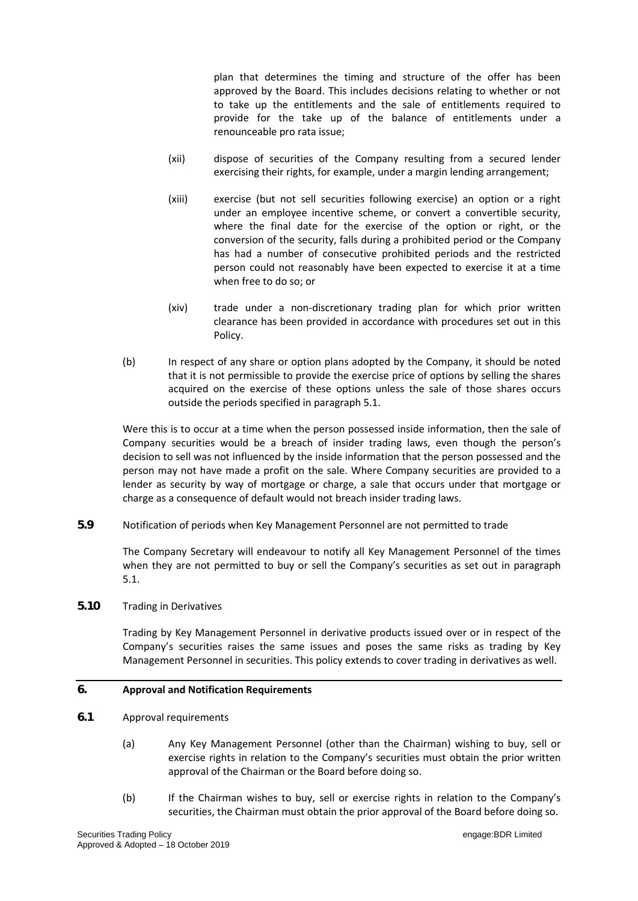plan that determines the timing and structure of the offer has been approved by the Board. This includes decisions relating to whether or not to take up the entitlements and the sale of entitlements required to provide for the take up of the balance of entitlements under a renounceable pro rata issue;

(xii) dispose of securities of the Company resulting from a secured lender exercising their rights, for example, under a margin lending arrangement;

(xiii) exercise (but not sell securities following exercise) an option or a right under an employee incentive scheme, or convert a convertible security, where the final date for the exercise of the option or right, or the conversion of the security, falls during a prohibited period or the Company has had a number of consecutive prohibited periods and the restricted person could not reasonably have been expected to exercise it at a time when free to do so; or

(xiv) trade under a non-discretionary trading plan for which prior written clearance has been provided in accordance with procedures set out in this Policy.

(b) In respect of any share or option plans adopted by the Company, it should be noted that it is not permissible to provide the exercise price of options by selling the shares acquired on the exercise of these options unless the sale of those shares occurs outside the periods specified in paragraph 5.1.

Were this is to occur at a time when the person possessed inside information, then the sale of Company securities would be a breach of insider trading laws, even though the person's decision to sell was not influenced by the inside information that the person possessed and the person may not have made a profit on the sale. Where Company securities are provided to a lender as security by way of mortgage or charge, a sale that occurs under that mortgage or charge as a consequence of default would not breach insider trading laws.

**5.9** Notification of periods when Key Management Personnel are not permitted to trade

The Company Secretary will endeavour to notify all Key Management Personnel of the times when they are not permitted to buy or sell the Company's securities as set out in paragraph 5.1.

**5.10** Trading in Derivatives

Trading by Key Management Personnel in derivative products issued over or in respect of the Company's securities raises the same issues and poses the same risks as trading by Key Management Personnel in securities. This policy extends to cover trading in derivatives as well.

## 6. Approval and Notification Requirements

**6.1** Approval requirements

(a) Any Key Management Personnel (other than the Chairman) wishing to buy, sell or exercise rights in relation to the Company's securities must obtain the prior written approval of the Chairman or the Board before doing so.

(b) If the Chairman wishes to buy, sell or exercise rights in relation to the Company's securities, the Chairman must obtain the prior approval of the Board before doing so.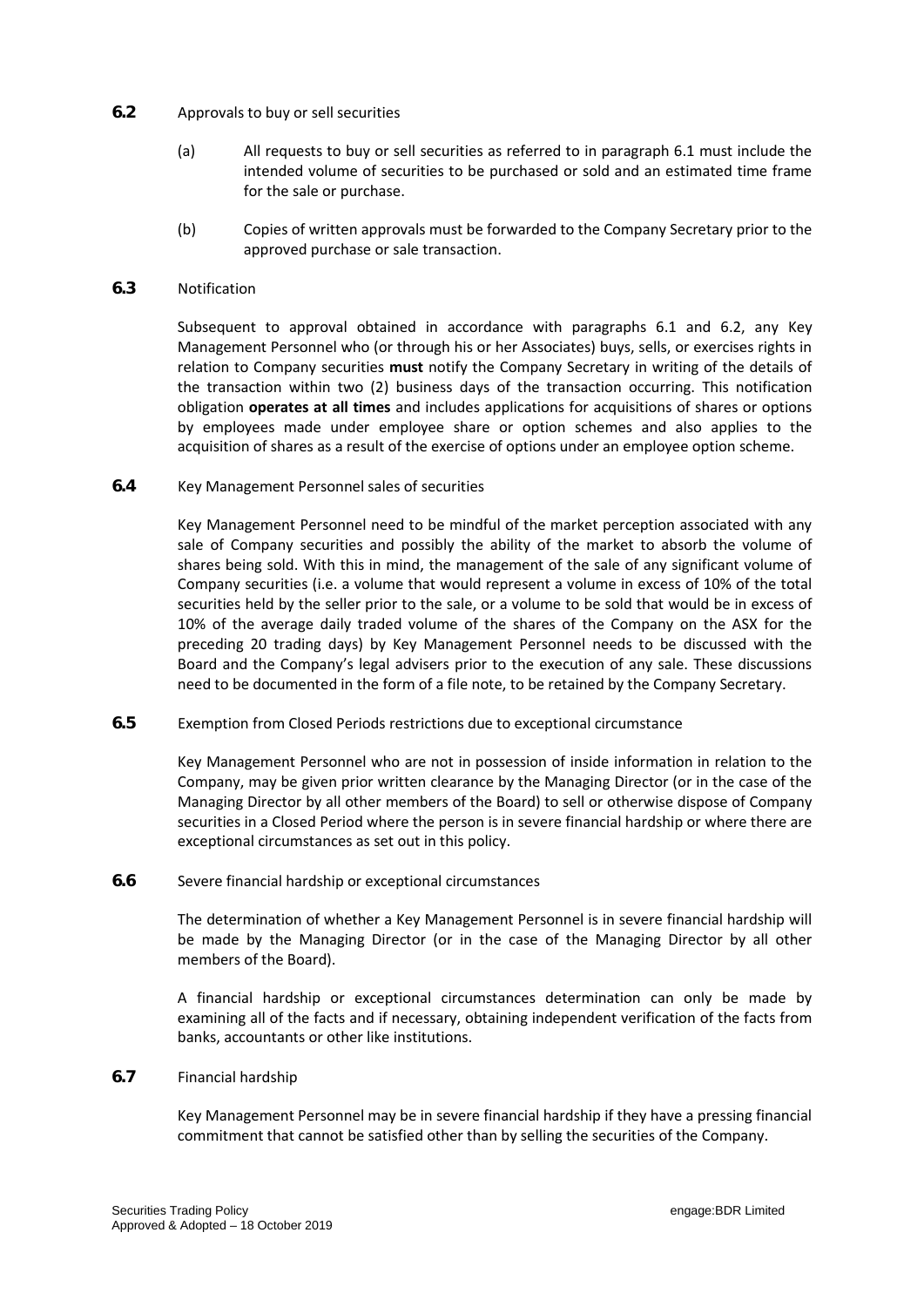### 6.2 Approvals to buy or sell securities

(a) All requests to buy or sell securities as referred to in paragraph 6.1 must include the intended volume of securities to be purchased or sold and an estimated time frame for the sale or purchase.

(b) Copies of written approvals must be forwarded to the Company Secretary prior to the approved purchase or sale transaction.

### 6.3 Notification

Subsequent to approval obtained in accordance with paragraphs 6.1 and 6.2, any Key Management Personnel who (or through his or her Associates) buys, sells, or exercises rights in relation to Company securities **must** notify the Company Secretary in writing of the details of the transaction within two (2) business days of the transaction occurring. This notification obligation **operates at all times** and includes applications for acquisitions of shares or options by employees made under employee share or option schemes and also applies to the acquisition of shares as a result of the exercise of options under an employee option scheme.

### 6.4 Key Management Personnel sales of securities

Key Management Personnel need to be mindful of the market perception associated with any sale of Company securities and possibly the ability of the market to absorb the volume of shares being sold. With this in mind, the management of the sale of any significant volume of Company securities (i.e. a volume that would represent a volume in excess of 10% of the total securities held by the seller prior to the sale, or a volume to be sold that would be in excess of 10% of the average daily traded volume of the shares of the Company on the ASX for the preceding 20 trading days) by Key Management Personnel needs to be discussed with the Board and the Company's legal advisers prior to the execution of any sale. These discussions need to be documented in the form of a file note, to be retained by the Company Secretary.

### 6.5 Exemption from Closed Periods restrictions due to exceptional circumstance

Key Management Personnel who are not in possession of inside information in relation to the Company, may be given prior written clearance by the Managing Director (or in the case of the Managing Director by all other members of the Board) to sell or otherwise dispose of Company securities in a Closed Period where the person is in severe financial hardship or where there are exceptional circumstances as set out in this policy.

### 6.6 Severe financial hardship or exceptional circumstances

The determination of whether a Key Management Personnel is in severe financial hardship will be made by the Managing Director (or in the case of the Managing Director by all other members of the Board).

A financial hardship or exceptional circumstances determination can only be made by examining all of the facts and if necessary, obtaining independent verification of the facts from banks, accountants or other like institutions.

### 6.7 Financial hardship

Key Management Personnel may be in severe financial hardship if they have a pressing financial commitment that cannot be satisfied other than by selling the securities of the Company.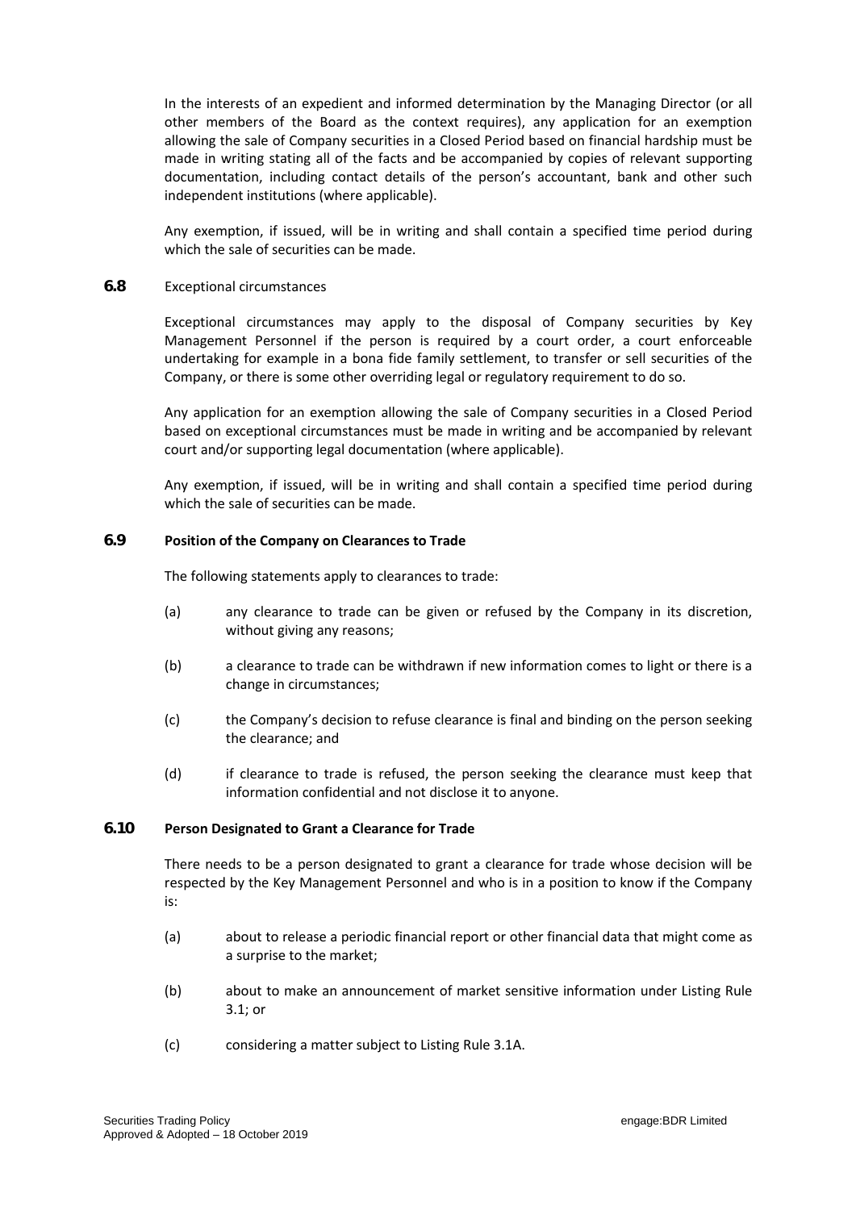In the interests of an expedient and informed determination by the Managing Director (or all other members of the Board as the context requires), any application for an exemption allowing the sale of Company securities in a Closed Period based on financial hardship must be made in writing stating all of the facts and be accompanied by copies of relevant supporting documentation, including contact details of the person's accountant, bank and other such independent institutions (where applicable).

Any exemption, if issued, will be in writing and shall contain a specified time period during which the sale of securities can be made.

### 6.8 Exceptional circumstances

Exceptional circumstances may apply to the disposal of Company securities by Key Management Personnel if the person is required by a court order, a court enforceable undertaking for example in a bona fide family settlement, to transfer or sell securities of the Company, or there is some other overriding legal or regulatory requirement to do so.

Any application for an exemption allowing the sale of Company securities in a Closed Period based on exceptional circumstances must be made in writing and be accompanied by relevant court and/or supporting legal documentation (where applicable).

Any exemption, if issued, will be in writing and shall contain a specified time period during which the sale of securities can be made.

### 6.9 **Position of the Company on Clearances to Trade**

The following statements apply to clearances to trade:

(a) any clearance to trade can be given or refused by the Company in its discretion, without giving any reasons;

(b) a clearance to trade can be withdrawn if new information comes to light or there is a change in circumstances;

(c) the Company's decision to refuse clearance is final and binding on the person seeking the clearance; and

(d) if clearance to trade is refused, the person seeking the clearance must keep that information confidential and not disclose it to anyone.

### 6.10 **Person Designated to Grant a Clearance for Trade**

There needs to be a person designated to grant a clearance for trade whose decision will be respected by the Key Management Personnel and who is in a position to know if the Company is:

(a) about to release a periodic financial report or other financial data that might come as a surprise to the market;

(b) about to make an announcement of market sensitive information under Listing Rule 3.1; or

(c) considering a matter subject to Listing Rule 3.1A.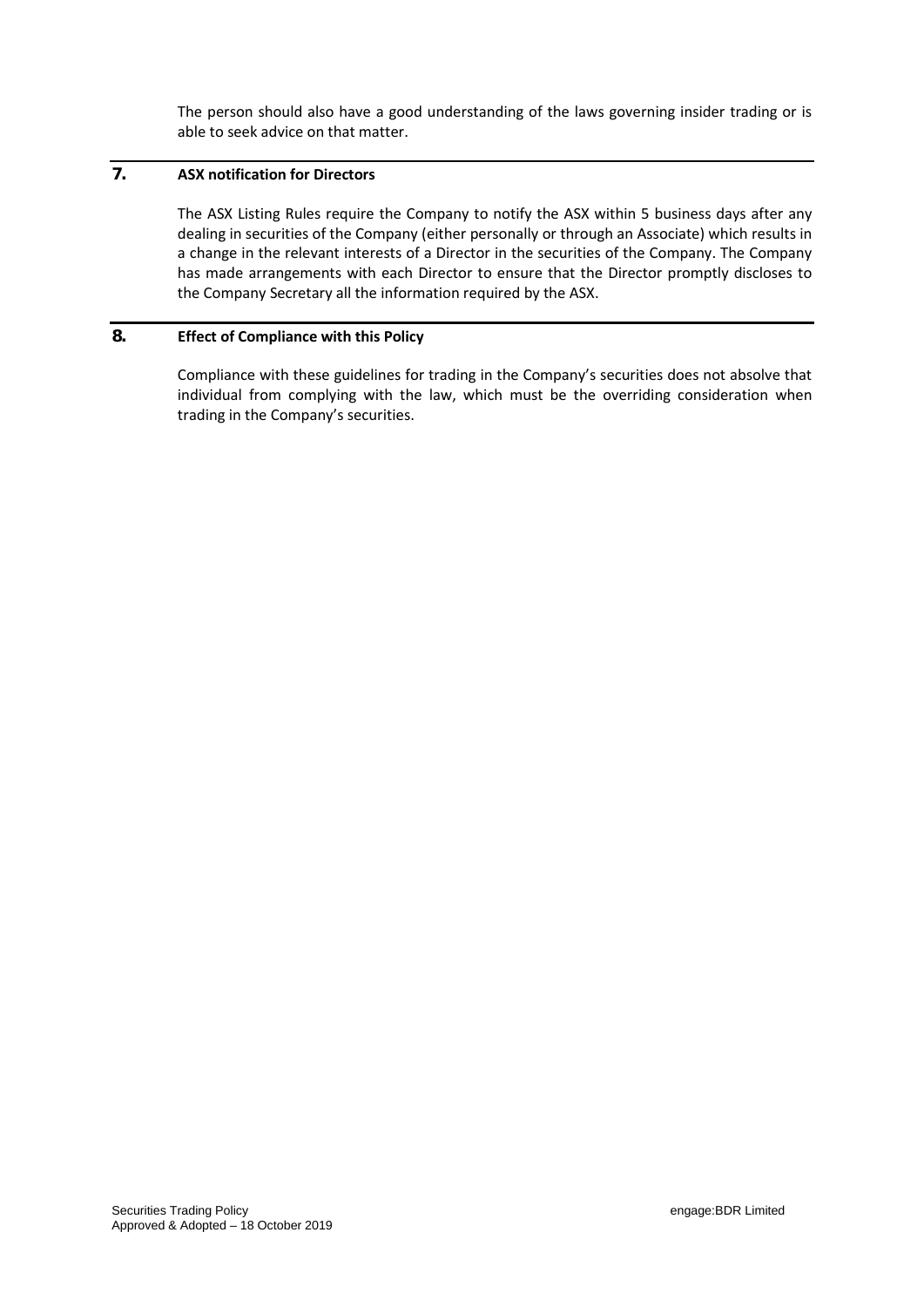The person should also have a good understanding of the laws governing insider trading or is able to seek advice on that matter.

## 7. ASX notification for Directors

The ASX Listing Rules require the Company to notify the ASX within 5 business days after any dealing in securities of the Company (either personally or through an Associate) which results in a change in the relevant interests of a Director in the securities of the Company. The Company has made arrangements with each Director to ensure that the Director promptly discloses to the Company Secretary all the information required by the ASX.

## 8. Effect of Compliance with this Policy

Compliance with these guidelines for trading in the Company's securities does not absolve that individual from complying with the law, which must be the overriding consideration when trading in the Company's securities.